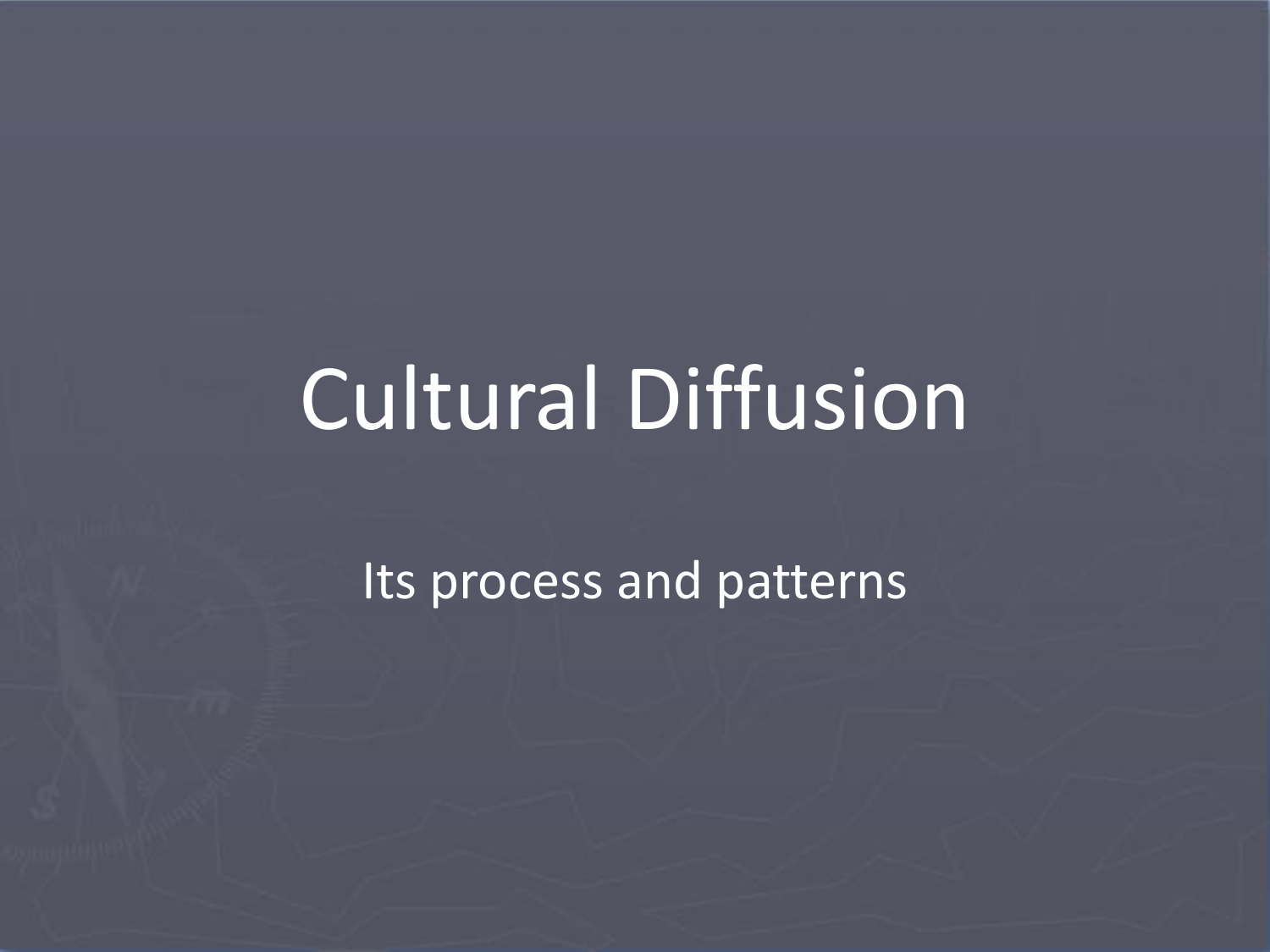# Cultural Diffusion

Its process and patterns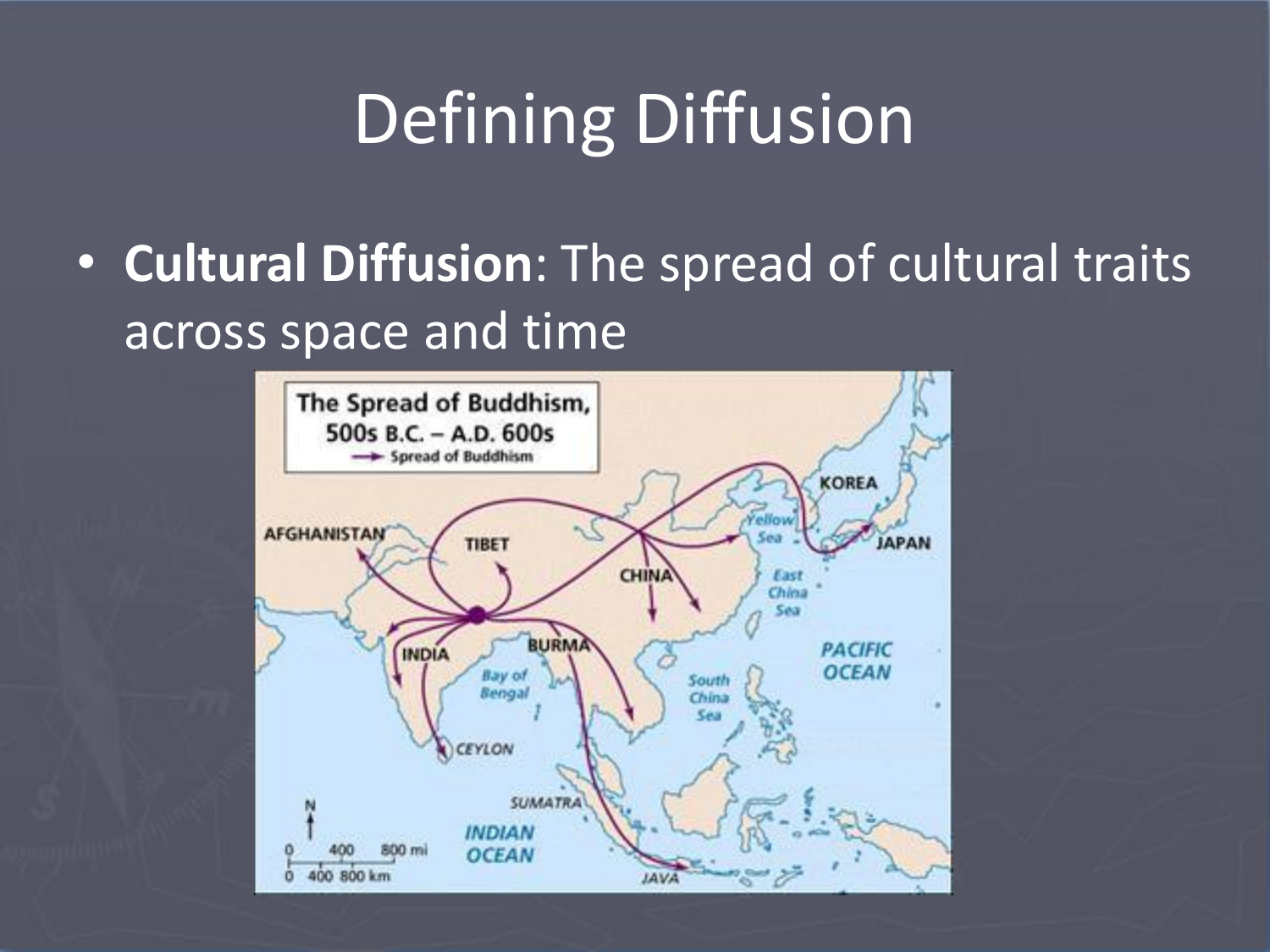# Defining Diffusion

- **Cultural Diffusion**: The spread of cultural traits across space and time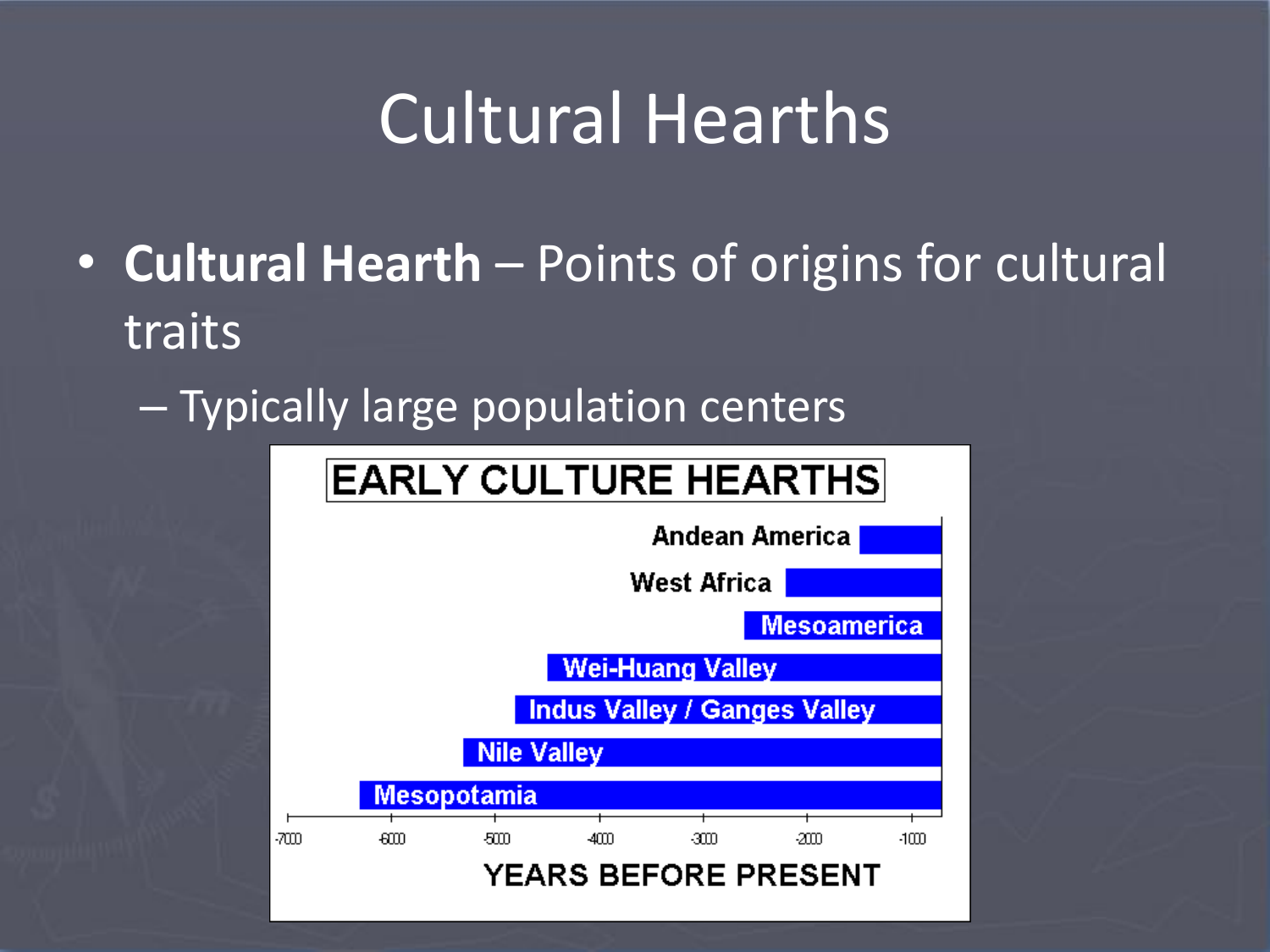# Cultural Hearths

- **Cultural Hearth** – Points of origins for cultural traits
  - Typically large population centers

EARLY CULTURE HEARTHS

Andean America

West Africa

Mesoamerica

Wei-Huang Valley

Indus Valley / Ganges Valley

Nile Valley

Mesopotamia

-7000 -6000 -5000 -4000 -3000 -2000 -1000

YEARS BEFORE PRESENT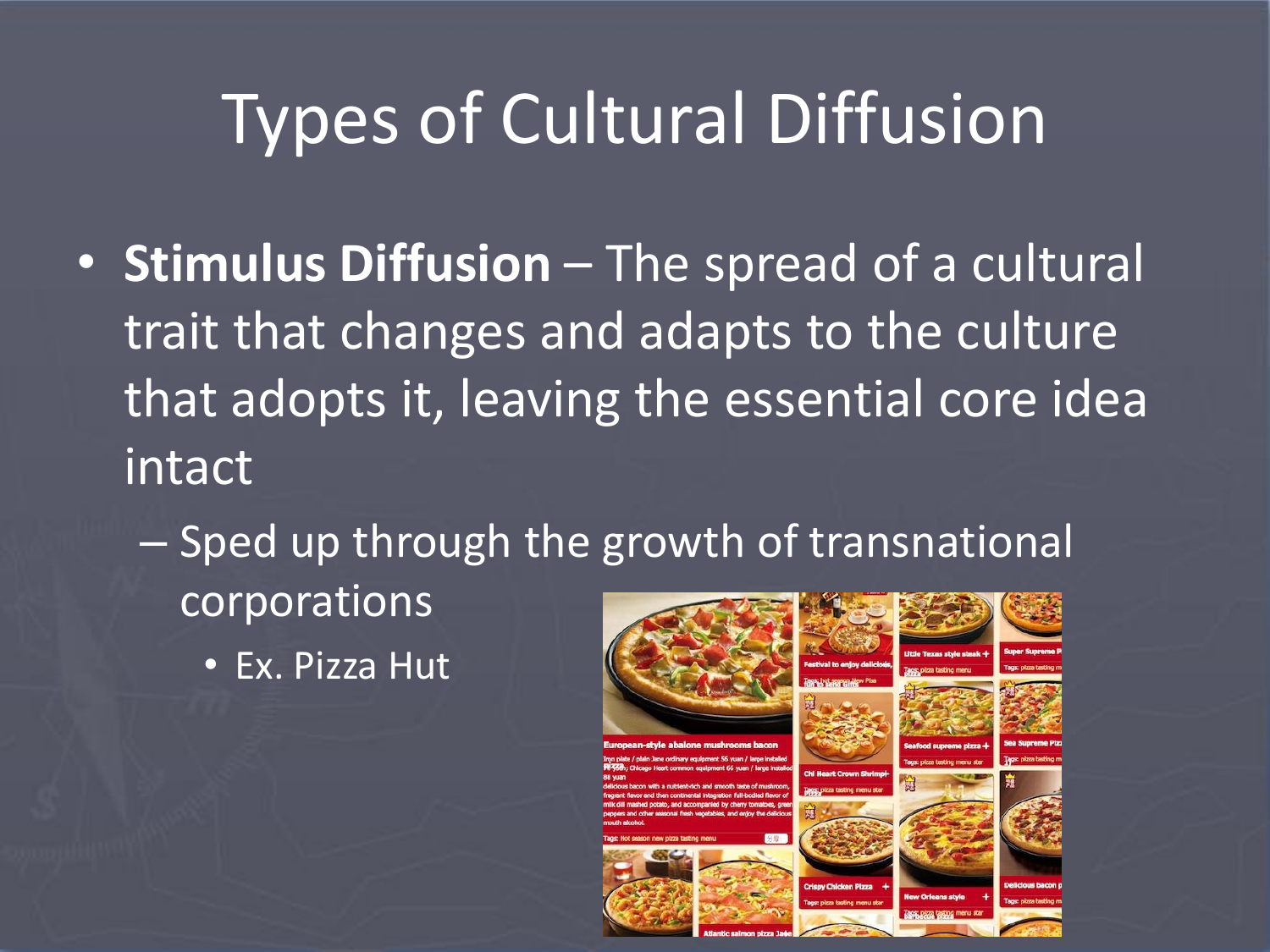# Types of Cultural Diffusion

- **Stimulus Diffusion** – The spread of a cultural trait that changes and adapts to the culture that adopts it, leaving the essential core idea intact
  - Sped up through the growth of transnational corporations
    - Ex. Pizza Hut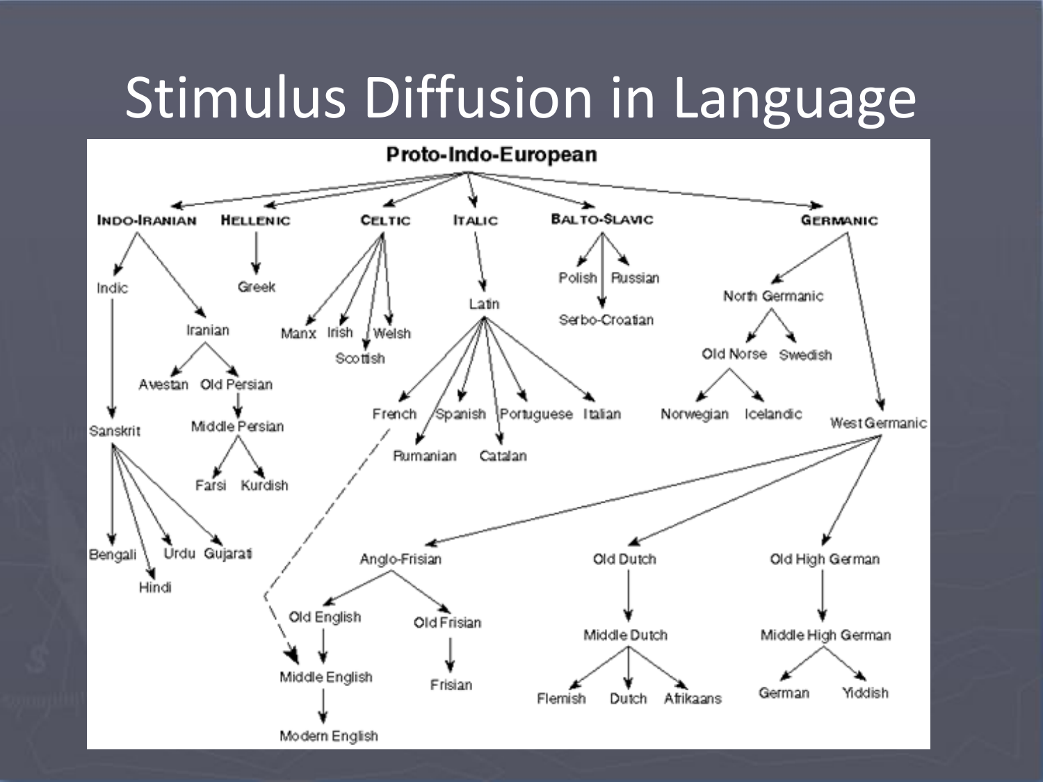# Stimulus Diffusion in Language

- Proto-Indo-European
  - Indo-Iranian
    - Indic
      - Sanskrit
        - Bengali
        - Hindi
        - Urdu
        - Gujarati
    - Iranian
      - Avestan
      - Old Persian
        - Middle Persian
          - Farsi
          - Kurdish
  - Hellenic
    - Greek
  - Celtic
    - Manx
    - Irish
    - Scottish
    - Welsh
  - Italic
    - Latin
      - French (- - - → Middle English)
      - Spanish
      - Portuguese
      - Italian
      - Rumanian
      - Catalan
  - Balto-Slavic
    - Polish
    - Russian
    - Serbo-Croatian
  - Germanic
    - North Germanic
      - Old Norse
        - Norwegian
        - Icelandic
      - Swedish
    - West Germanic
      - Anglo-Frisian
        - Old English
          - Middle English
            - Modern English
        - Old Frisian
          - Frisian
      - Old Dutch
        - Middle Dutch
          - Flemish
          - Dutch
          - Afrikaans
      - Old High German
        - Middle High German
          - German
          - Yiddish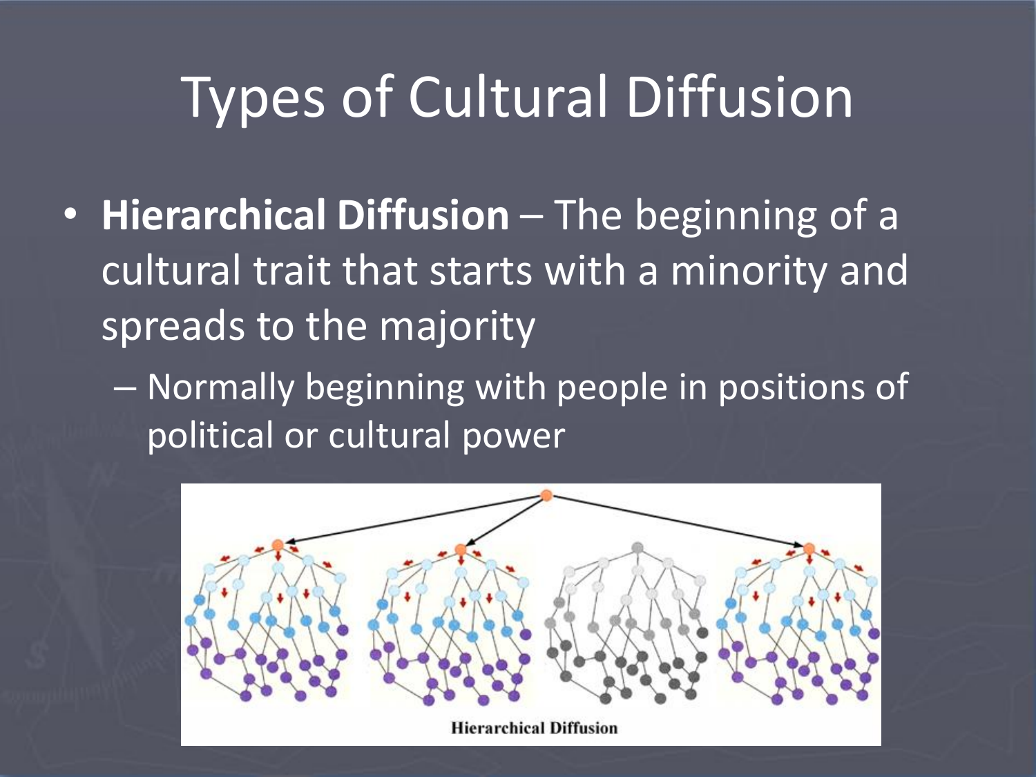# Types of Cultural Diffusion

- **Hierarchical Diffusion** – The beginning of a cultural trait that starts with a minority and spreads to the majority
  - Normally beginning with people in positions of political or cultural power

Hierarchical Diffusion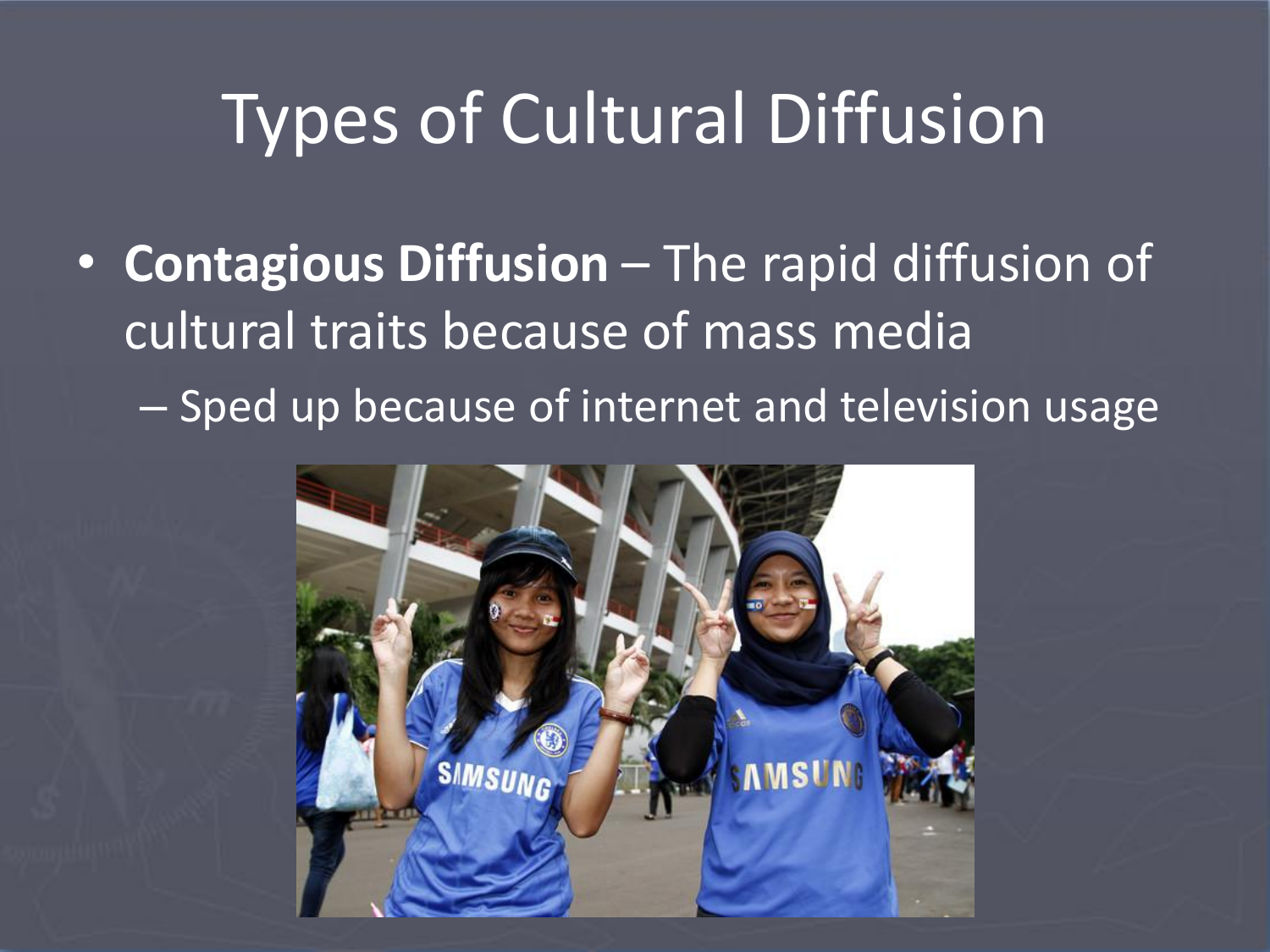# Types of Cultural Diffusion

- **Contagious Diffusion** – The rapid diffusion of cultural traits because of mass media
  - – Sped up because of internet and television usage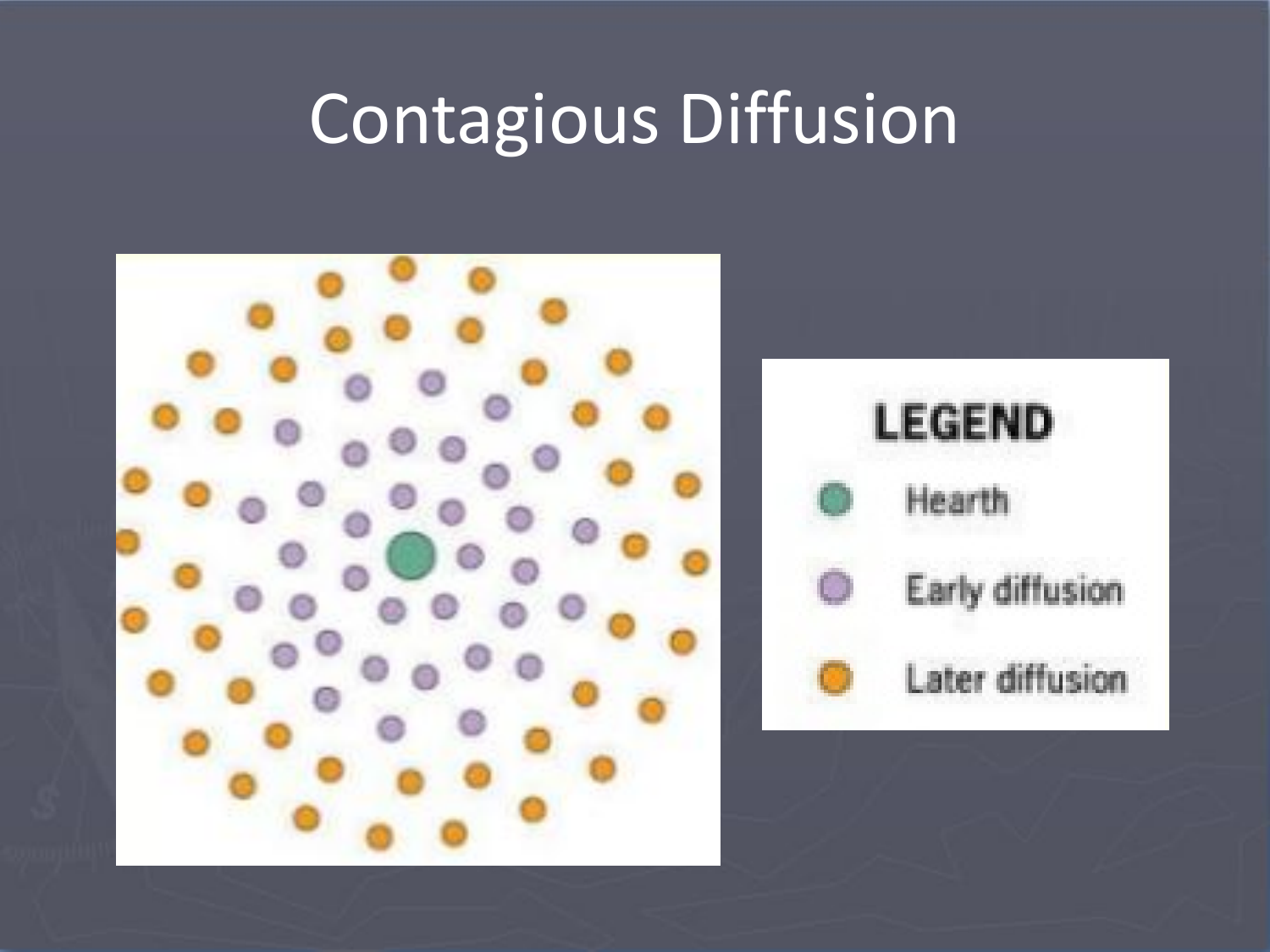# Contagious Diffusion

**LEGEND**

- Hearth
- Early diffusion
- Later diffusion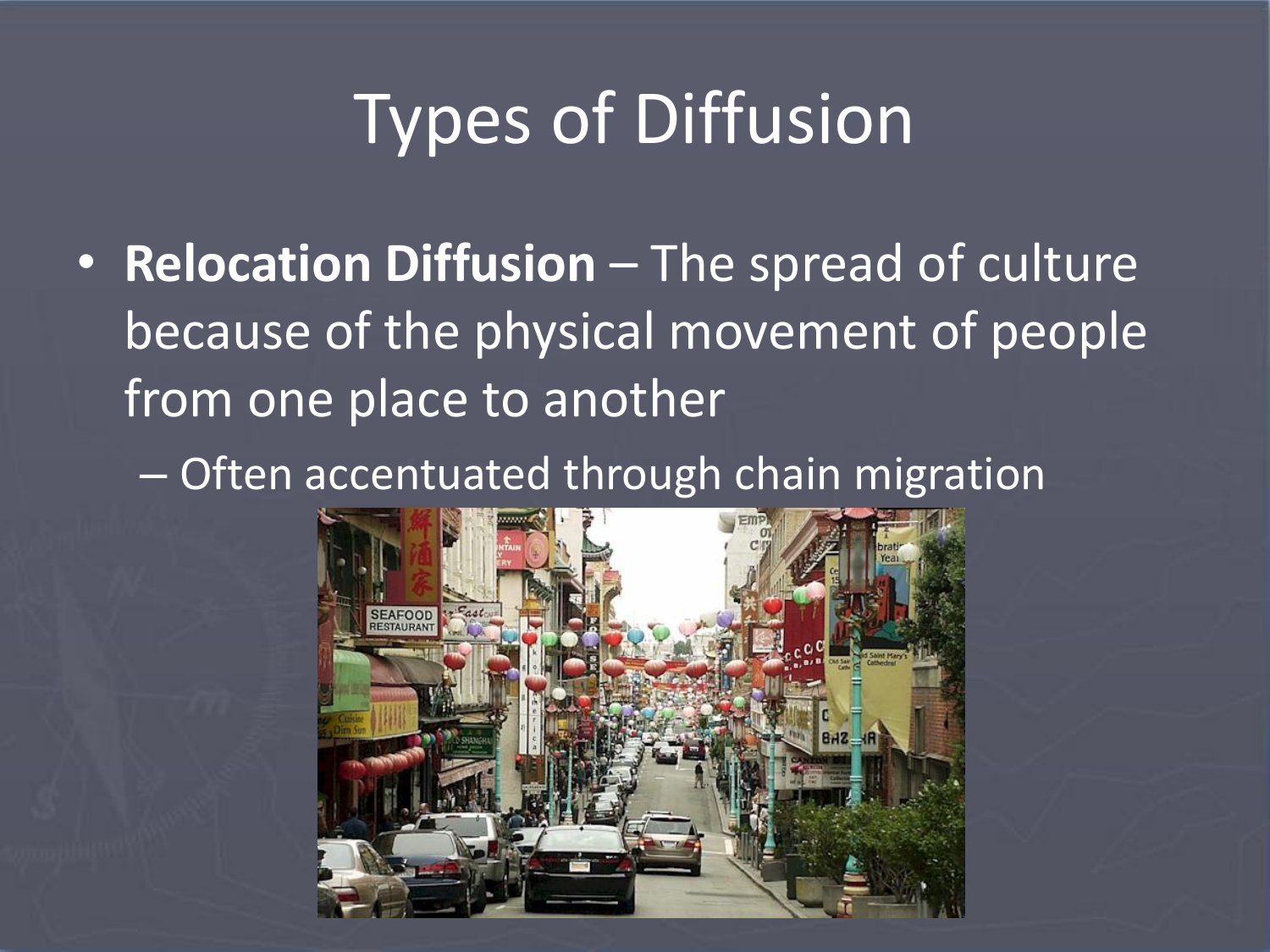# Types of Diffusion

- **Relocation Diffusion** – The spread of culture because of the physical movement of people from one place to another
  - Often accentuated through chain migration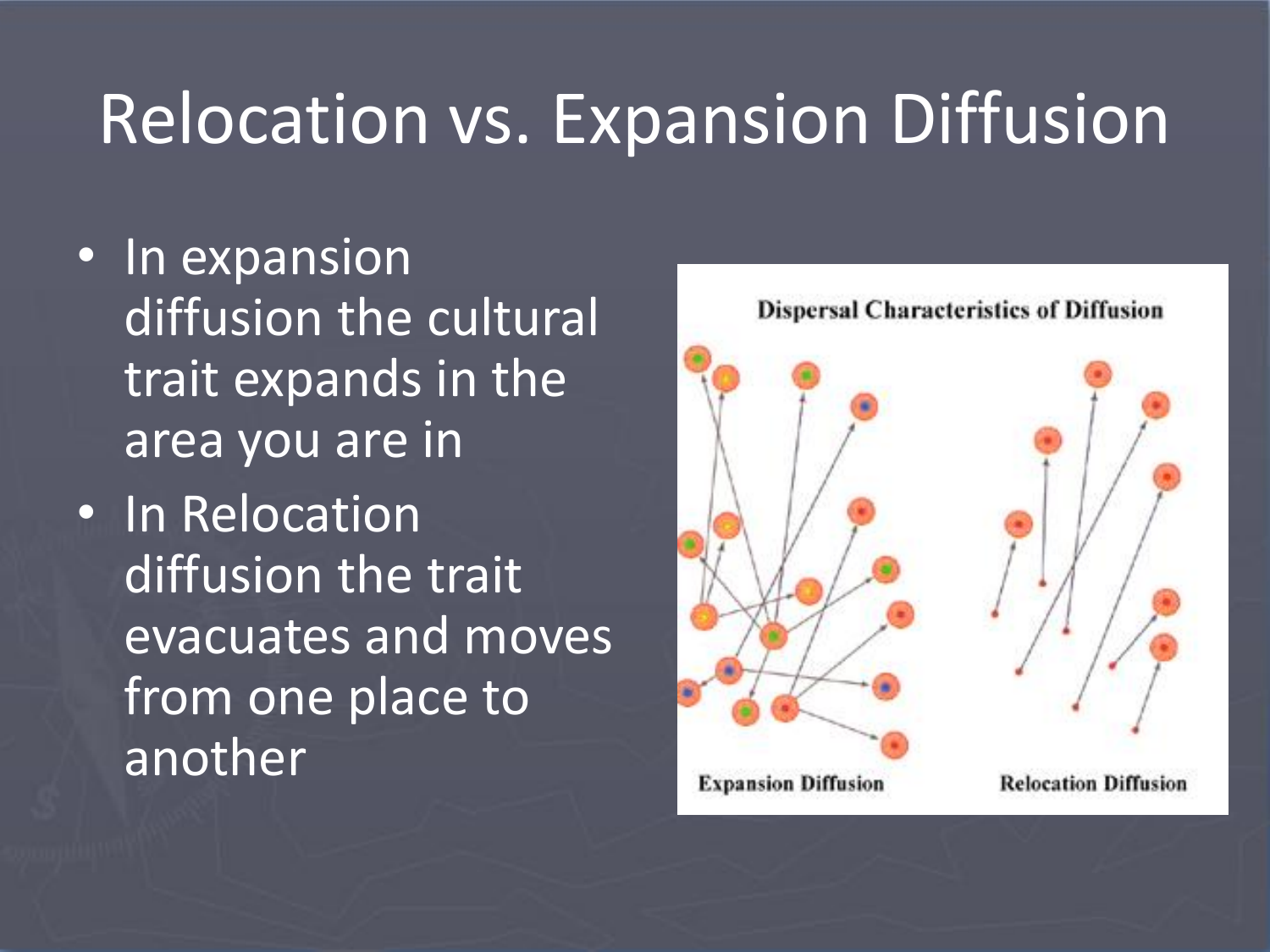# Relocation vs. Expansion Diffusion

- In expansion diffusion the cultural trait expands in the area you are in
- In Relocation diffusion the trait evacuates and moves from one place to another

Dispersal Characteristics of Diffusion

Expansion Diffusion

Relocation Diffusion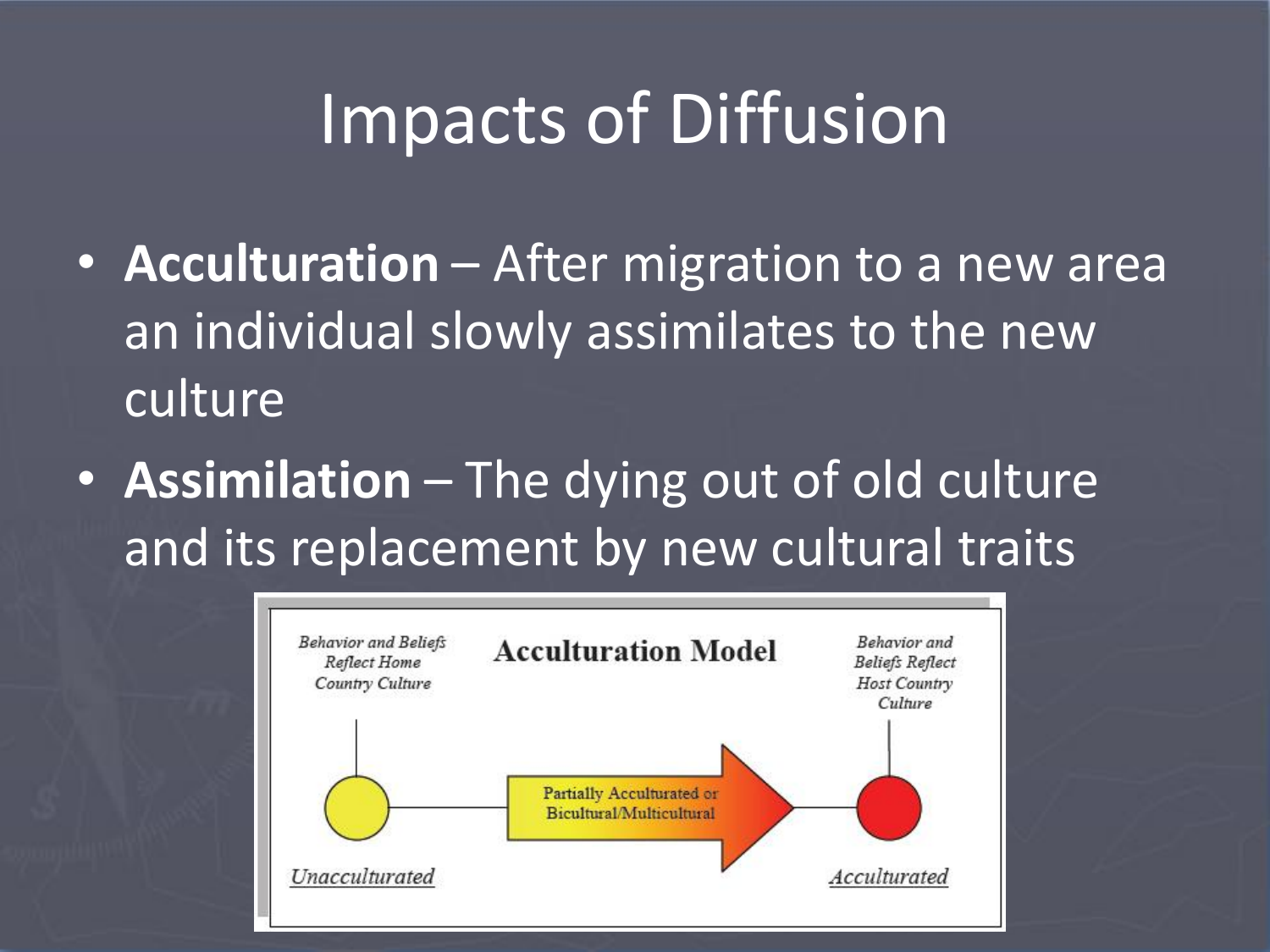# Impacts of Diffusion

- **Acculturation** – After migration to a new area an individual slowly assimilates to the new culture
- **Assimilation** – The dying out of old culture and its replacement by new cultural traits

**Acculturation Model**

*Behavior and Beliefs Reflect Home Country Culture*

*Behavior and Beliefs Reflect Host Country Culture*

Partially Acculturated or Bicultural/Multicultural

*Unacculturated*

*Acculturated*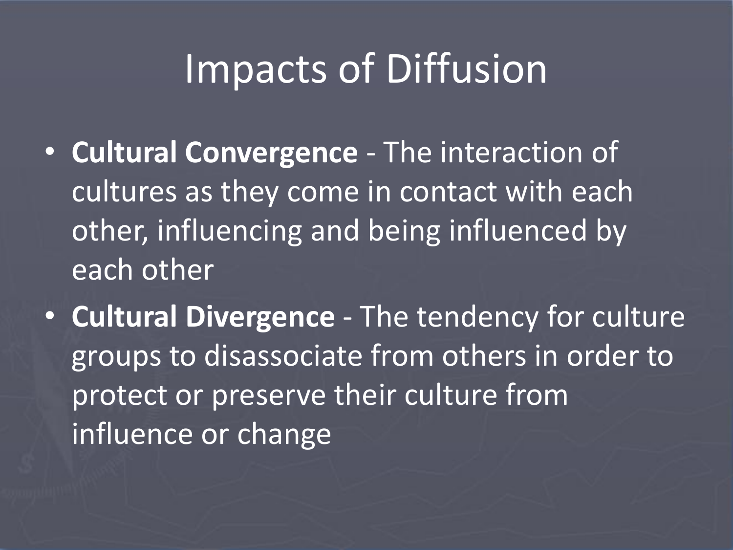# Impacts of Diffusion

- **Cultural Convergence** - The interaction of cultures as they come in contact with each other, influencing and being influenced by each other
- **Cultural Divergence** - The tendency for culture groups to disassociate from others in order to protect or preserve their culture from influence or change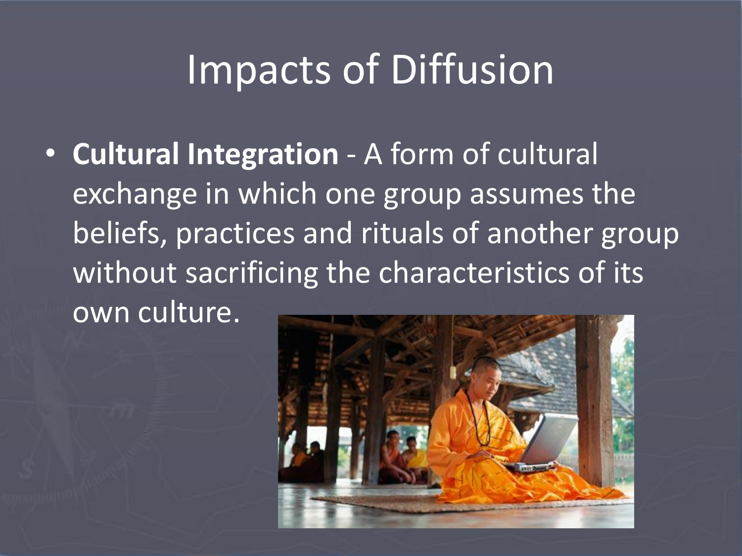# Impacts of Diffusion

- **Cultural Integration** - A form of cultural exchange in which one group assumes the beliefs, practices and rituals of another group without sacrificing the characteristics of its own culture.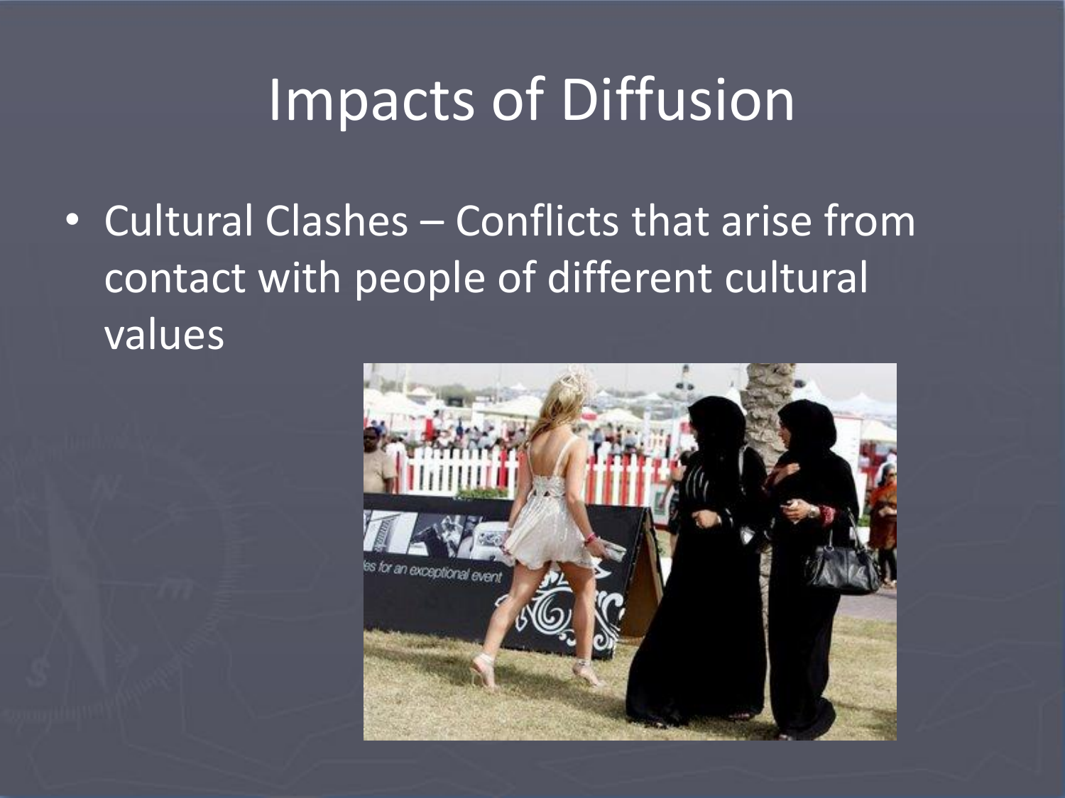# Impacts of Diffusion

- Cultural Clashes – Conflicts that arise from contact with people of different cultural values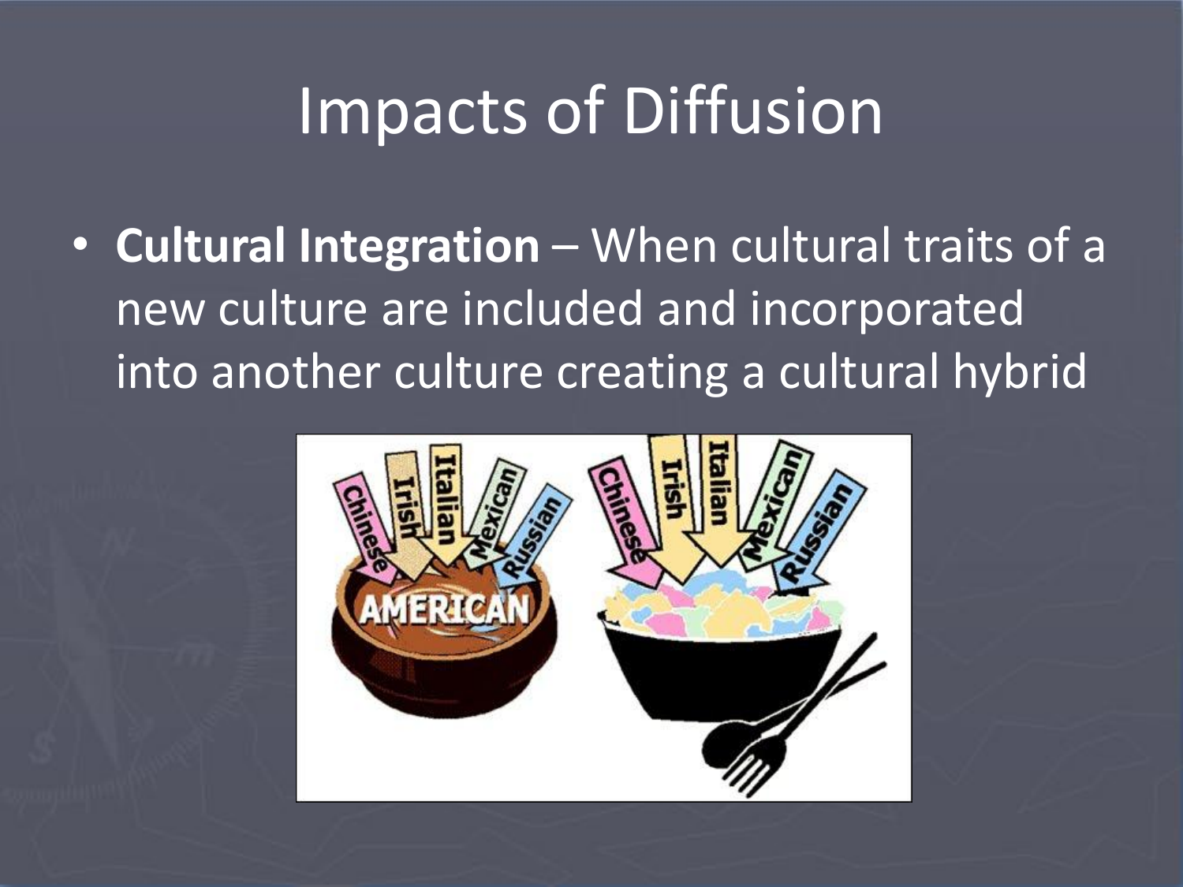# Impacts of Diffusion

- **Cultural Integration** – When cultural traits of a new culture are included and incorporated into another culture creating a cultural hybrid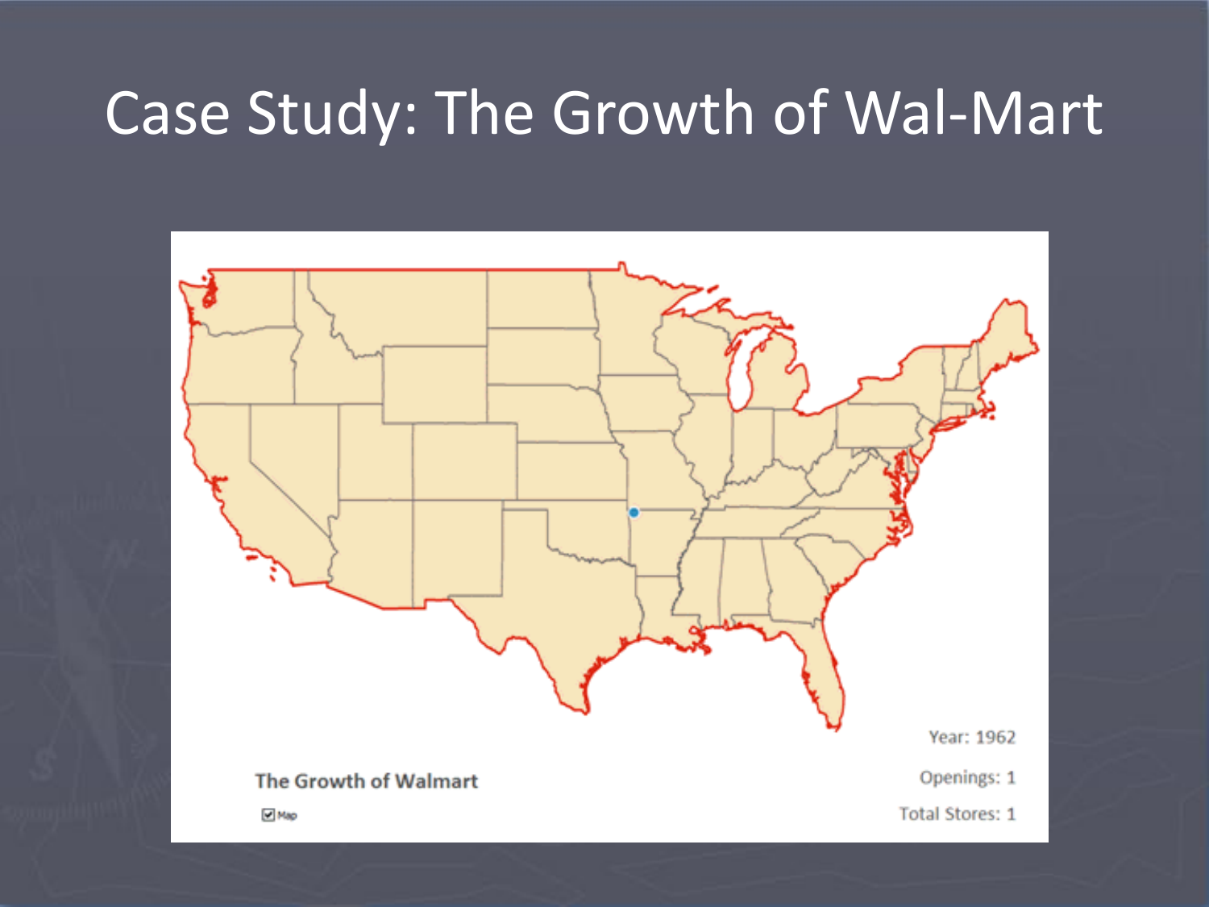# Case Study: The Growth of Wal-Mart

The Growth of Walmart

Map

Year: 1962

Openings: 1

Total Stores: 1